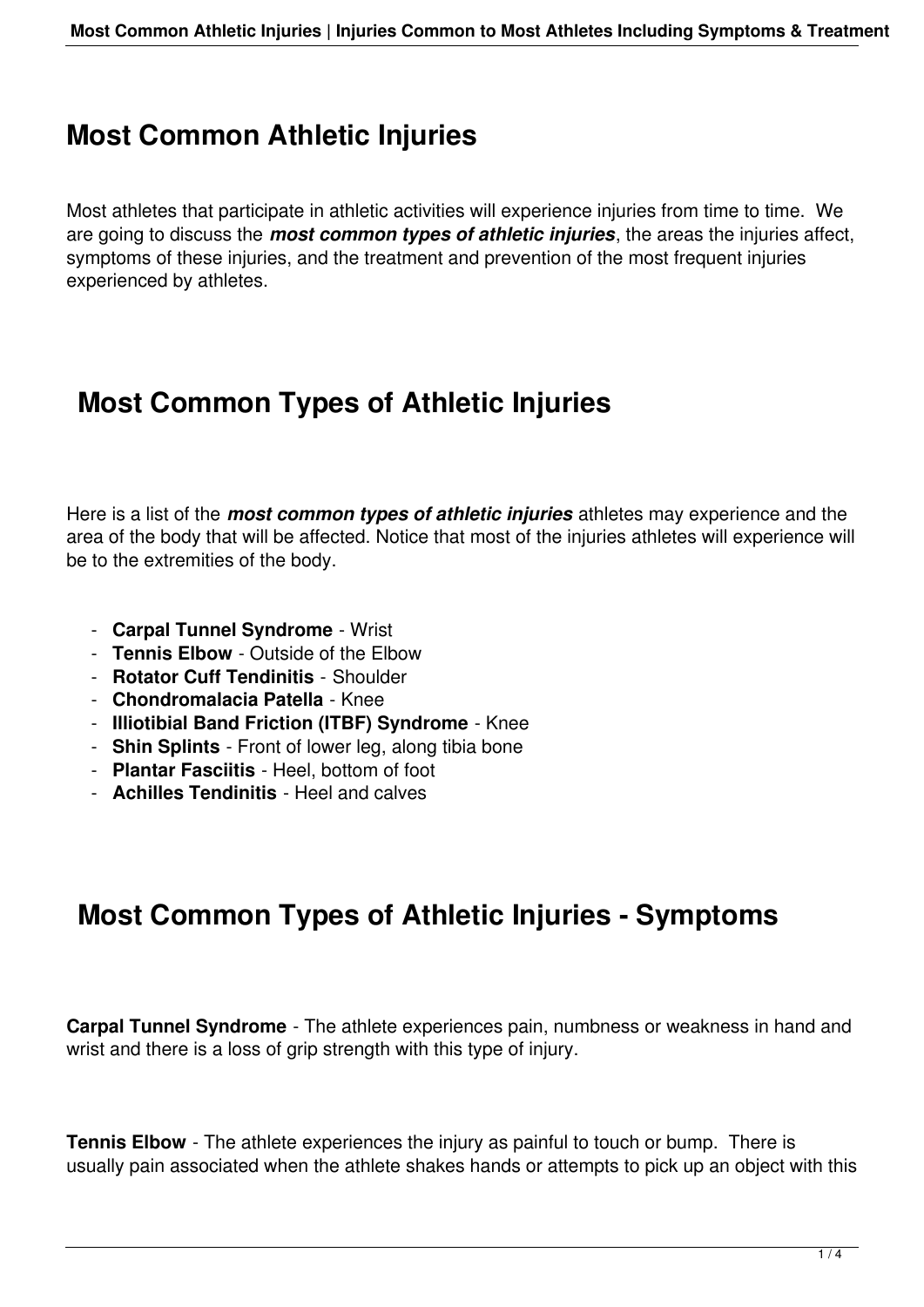# Most Common Athletic Injuries

Most athletes that participate in athletic activities will experience injuries from time to time. We are going to discuss the ***most common types of athletic injuries***, the areas the injuries affect, symptoms of these injuries, and the treatment and prevention of the most frequent injuries experienced by athletes.

## Most Common Types of Athletic Injuries

Here is a list of the ***most common types of athletic injuries*** athletes may experience and the area of the body that will be affected. Notice that most of the injuries athletes will experience will be to the extremities of the body.

- **Carpal Tunnel Syndrome** - Wrist
- **Tennis Elbow** - Outside of the Elbow
- **Rotator Cuff Tendinitis** - Shoulder
- **Chondromalacia Patella** - Knee
- **Illiotibial Band Friction (ITBF) Syndrome** - Knee
- **Shin Splints** - Front of lower leg, along tibia bone
- **Plantar Fasciitis** - Heel, bottom of foot
- **Achilles Tendinitis** - Heel and calves

## Most Common Types of Athletic Injuries - Symptoms

**Carpal Tunnel Syndrome** - The athlete experiences pain, numbness or weakness in hand and wrist and there is a loss of grip strength with this type of injury.

**Tennis Elbow** - The athlete experiences the injury as painful to touch or bump. There is usually pain associated when the athlete shakes hands or attempts to pick up an object with this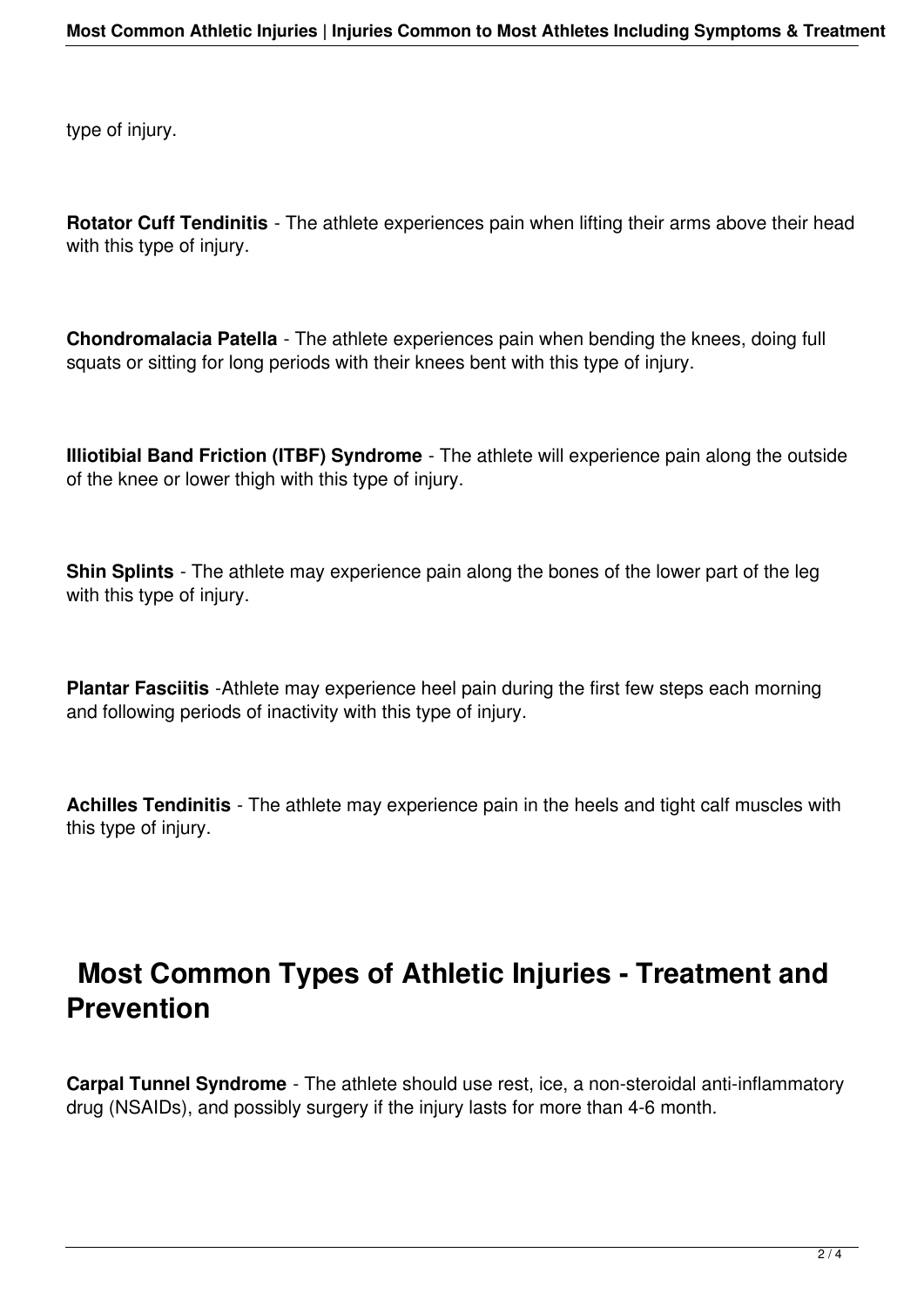type of injury.

**Rotator Cuff Tendinitis** - The athlete experiences pain when lifting their arms above their head with this type of injury.

**Chondromalacia Patella** - The athlete experiences pain when bending the knees, doing full squats or sitting for long periods with their knees bent with this type of injury.

**Illiotibial Band Friction (ITBF) Syndrome** - The athlete will experience pain along the outside of the knee or lower thigh with this type of injury.

**Shin Splints** - The athlete may experience pain along the bones of the lower part of the leg with this type of injury.

**Plantar Fasciitis** -Athlete may experience heel pain during the first few steps each morning and following periods of inactivity with this type of injury.

**Achilles Tendinitis** - The athlete may experience pain in the heels and tight calf muscles with this type of injury.

## Most Common Types of Athletic Injuries - Treatment and Prevention

**Carpal Tunnel Syndrome** - The athlete should use rest, ice, a non-steroidal anti-inflammatory drug (NSAIDs), and possibly surgery if the injury lasts for more than 4-6 month.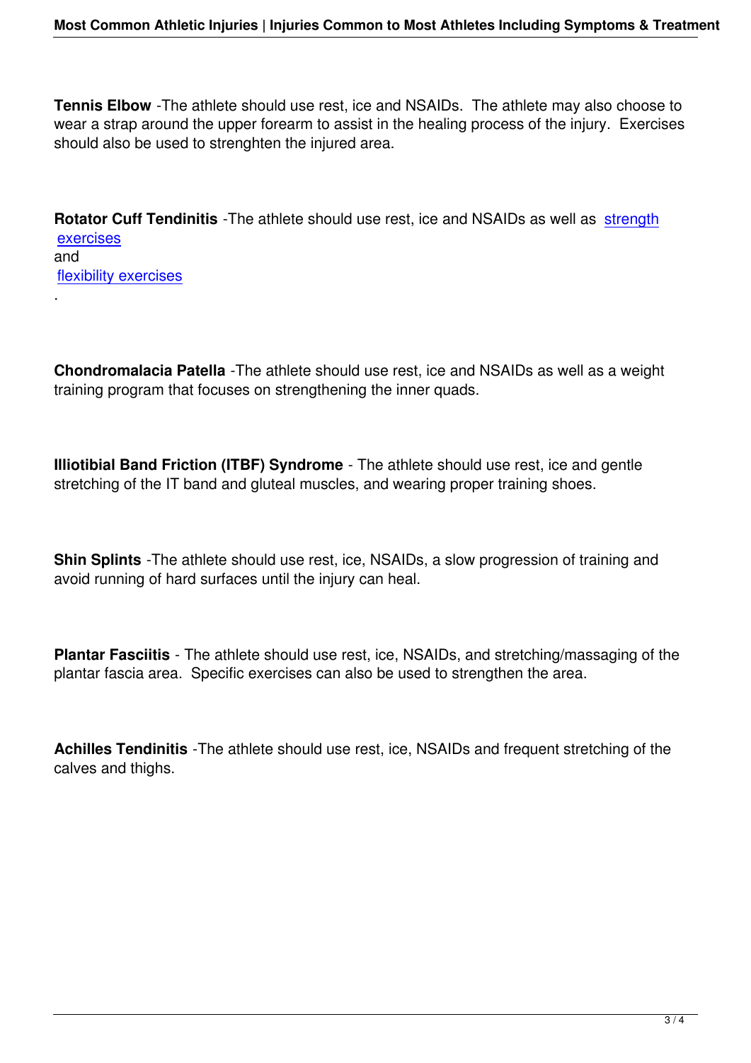**Tennis Elbow** -The athlete should use rest, ice and NSAIDs. The athlete may also choose to wear a strap around the upper forearm to assist in the healing process of the injury. Exercises should also be used to strenghten the injured area.

**Rotator Cuff Tendinitis** -The athlete should use rest, ice and NSAIDs as well as strength exercises and flexibility exercises.

**Chondromalacia Patella** -The athlete should use rest, ice and NSAIDs as well as a weight training program that focuses on strengthening the inner quads.

**Illiotibial Band Friction (ITBF) Syndrome** - The athlete should use rest, ice and gentle stretching of the IT band and gluteal muscles, and wearing proper training shoes.

**Shin Splints** -The athlete should use rest, ice, NSAIDs, a slow progression of training and avoid running of hard surfaces until the injury can heal.

**Plantar Fasciitis** - The athlete should use rest, ice, NSAIDs, and stretching/massaging of the plantar fascia area. Specific exercises can also be used to strengthen the area.

**Achilles Tendinitis** -The athlete should use rest, ice, NSAIDs and frequent stretching of the calves and thighs.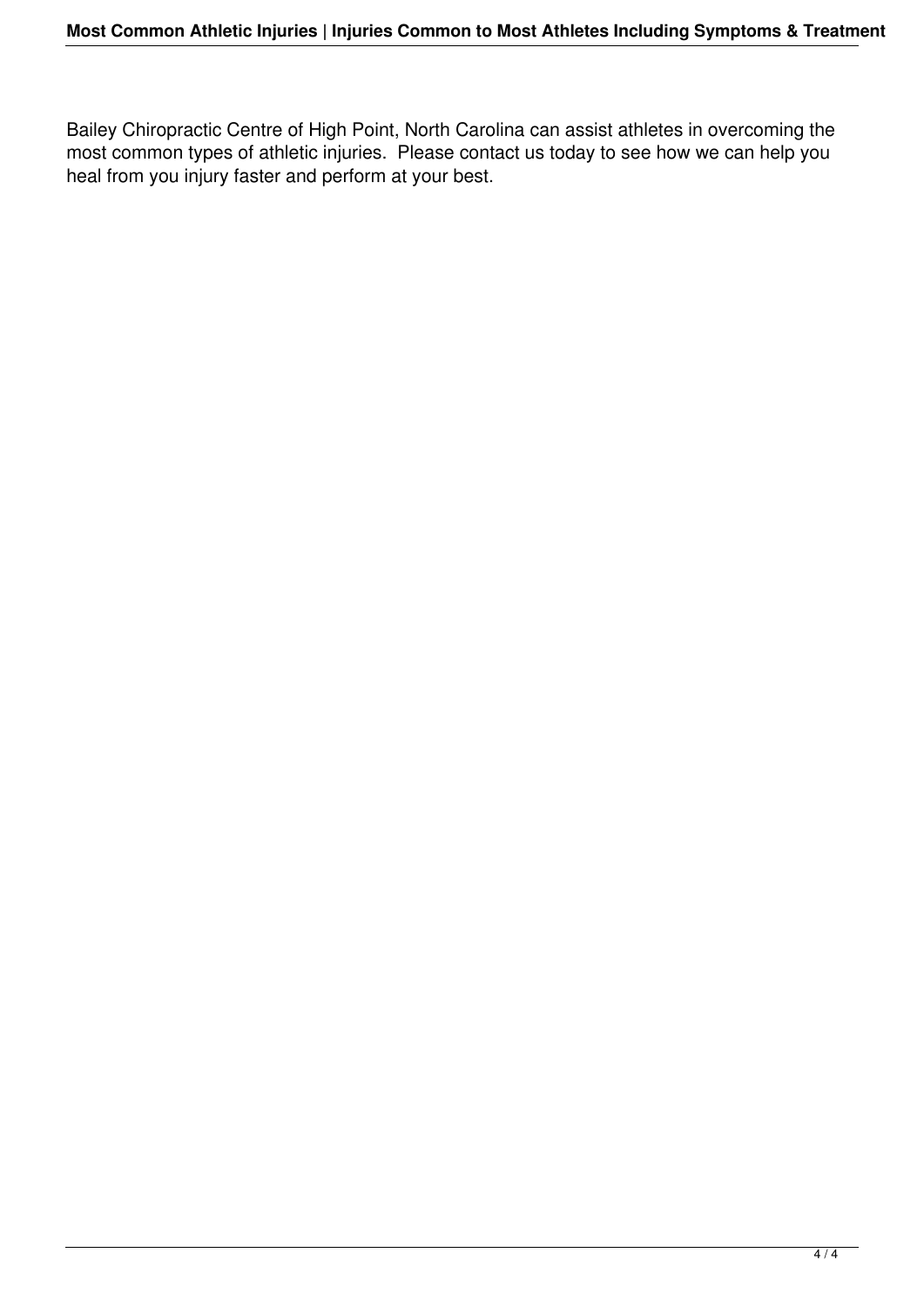Bailey Chiropractic Centre of High Point, North Carolina can assist athletes in overcoming the most common types of athletic injuries. Please contact us today to see how we can help you heal from you injury faster and perform at your best.